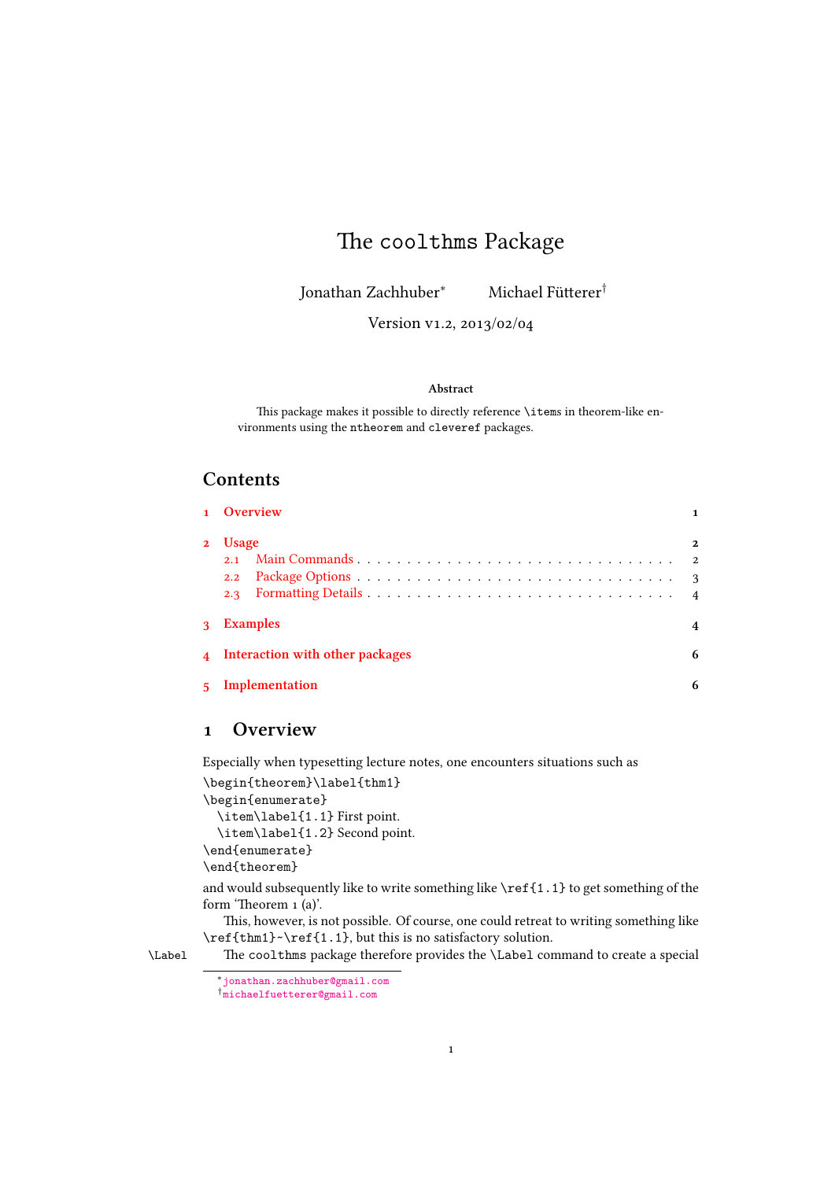# The `coolthms` Package

Jonathan Zachhuber[*] Michael Fütterer[†]

Version v1.2, 2013/02/04

**Abstract**

This package makes it possible to directly reference `\items` in theorem-like environments using the `ntheorem` and `cleveref` packages.

## Contents

1 Overview — 1

2 Usage — 2
- 2.1 Main Commands — 2
- 2.2 Package Options — 3
- 2.3 Formatting Details — 4

3 Examples — 4

4 Interaction with other packages — 6

5 Implementation — 6

## 1 Overview

Especially when typesetting lecture notes, one encounters situations such as

```
\begin{theorem}\label{thm1}
\begin{enumerate}
  \item\label{1.1} First point.
  \item\label{1.2} Second point.
\end{enumerate}
\end{theorem}
```

and would subsequently like to write something like `\ref{1.1}` to get something of the form 'Theorem 1 (a)'.

This, however, is not possible. Of course, one could retreat to writing something like `\ref{thm1}~\ref{1.1}`, but this is no satisfactory solution.

`\Label` The `coolthms` package therefore provides the `\Label` command to create a special

[*] jonathan.zachhuber@gmail.com

[†] michaelfuetterer@gmail.com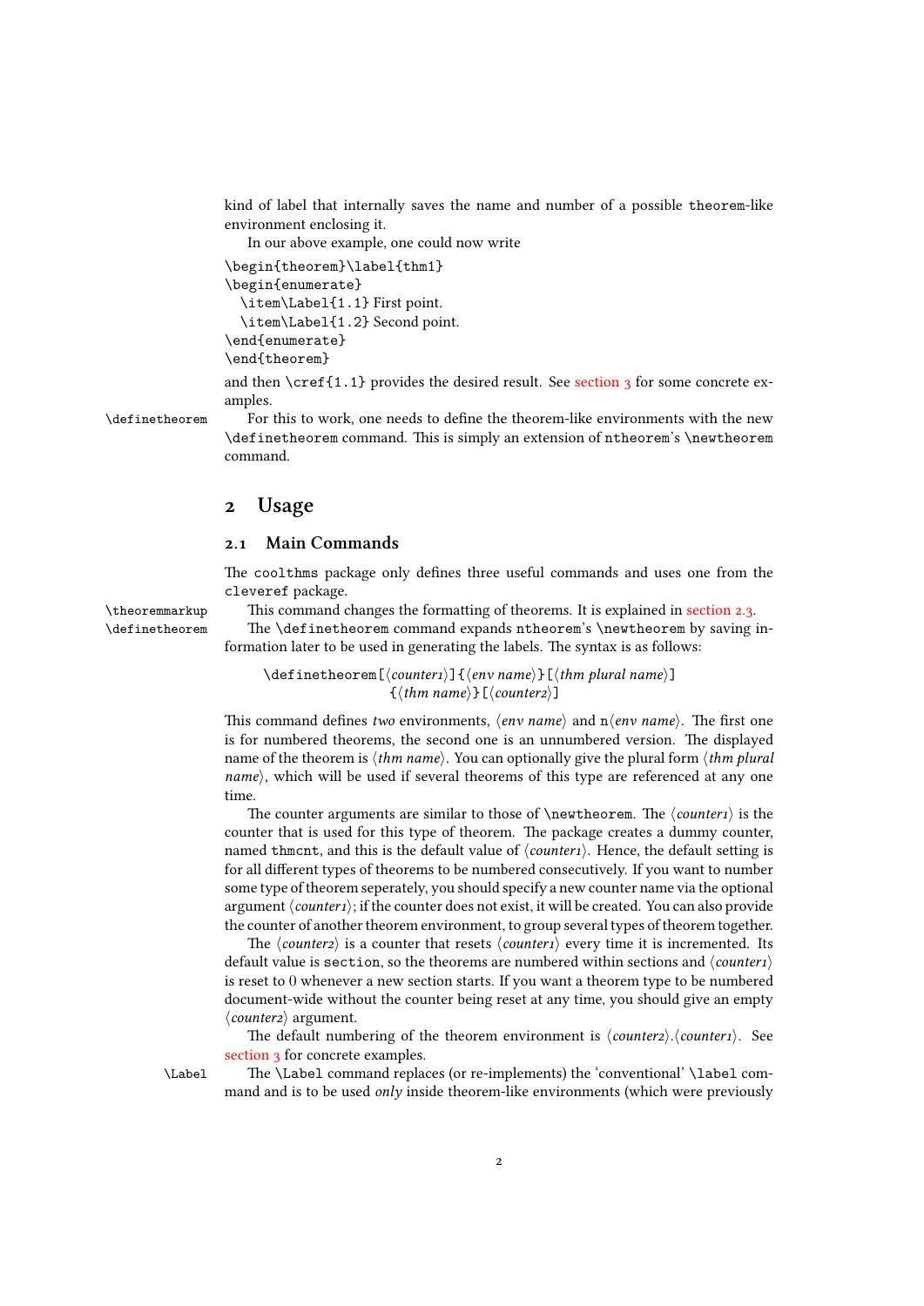kind of label that internally saves the name and number of a possible theorem-like environment enclosing it.

In our above example, one could now write

```
\begin{theorem}\label{thm1}
\begin{enumerate}
  \item\Label{1.1} First point.
  \item\Label{1.2} Second point.
\end{enumerate}
\end{theorem}
```

and then `\cref{1.1}` provides the desired result. See section 3 for some concrete examples.

`\definetheorem` For this to work, one needs to define the theorem-like environments with the new `\definetheorem` command. This is simply an extension of `ntheorem`'s `\newtheorem` command.

## 2 Usage

### 2.1 Main Commands

The `coolthms` package only defines three useful commands and uses one from the `cleveref` package.

`\theoremmarkup` This command changes the formatting of theorems. It is explained in section 2.3.

`\definetheorem` The `\definetheorem` command expands `ntheorem`'s `\newtheorem` by saving information later to be used in generating the labels. The syntax is as follows:

> `\definetheorem[`⟨*counter1*⟩`]{`⟨*env name*⟩`}[`⟨*thm plural name*⟩`]`
> `{`⟨*thm name*⟩`}[`⟨*counter2*⟩`]`

This command defines *two* environments, ⟨*env name*⟩ and `n`⟨*env name*⟩. The first one is for numbered theorems, the second one is an unnumbered version. The displayed name of the theorem is ⟨*thm name*⟩. You can optionally give the plural form ⟨*thm plural name*⟩, which will be used if several theorems of this type are referenced at any one time.

The counter arguments are similar to those of `\newtheorem`. The ⟨*counter1*⟩ is the counter that is used for this type of theorem. The package creates a dummy counter, named `thmcnt`, and this is the default value of ⟨*counter1*⟩. Hence, the default setting is for all different types of theorems to be numbered consecutively. If you want to number some type of theorem seperately, you should specify a new counter name via the optional argument ⟨*counter1*⟩; if the counter does not exist, it will be created. You can also provide the counter of another theorem environment, to group several types of theorem together.

The ⟨*counter2*⟩ is a counter that resets ⟨*counter1*⟩ every time it is incremented. Its default value is `section`, so the theorems are numbered within sections and ⟨*counter1*⟩ is reset to 0 whenever a new section starts. If you want a theorem type to be numbered document-wide without the counter being reset at any time, you should give an empty ⟨*counter2*⟩ argument.

The default numbering of the theorem environment is ⟨*counter2*⟩.⟨*counter1*⟩. See section 3 for concrete examples.

`\Label` The `\Label` command replaces (or re-implements) the 'conventional' `\label` command and is to be used *only* inside theorem-like environments (which were previously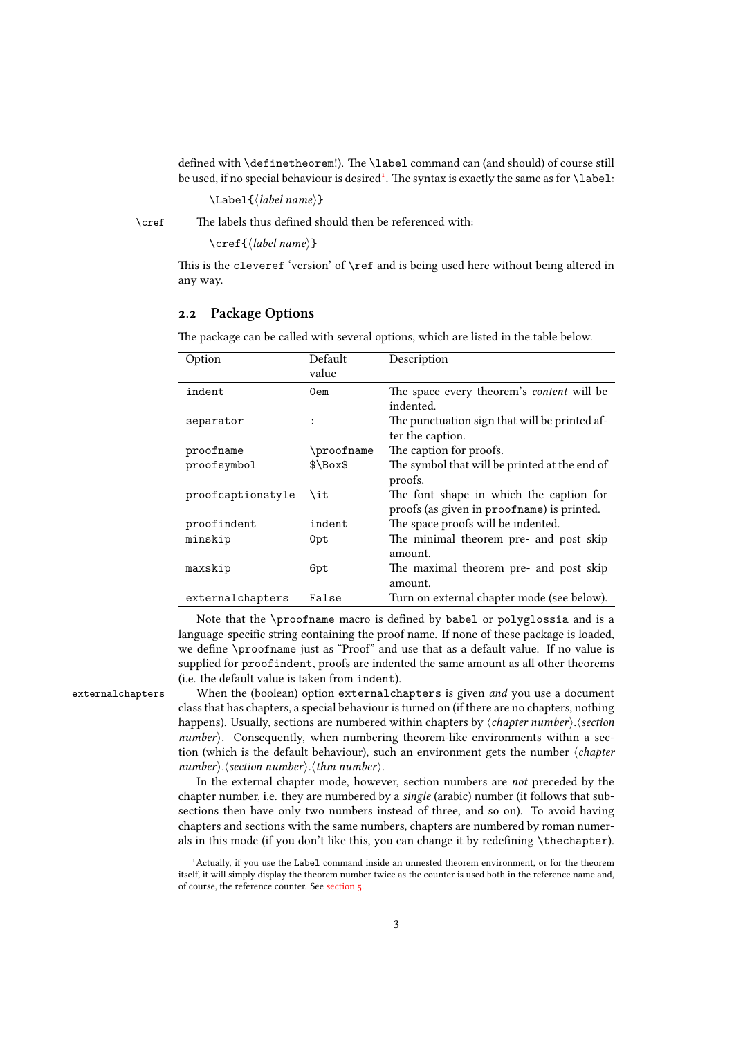defined with `\definetheorem`!). The `\label` command can (and should) of course still be used, if no special behaviour is desired[1]. The syntax is exactly the same as for `\label`:

`\Label{⟨label name⟩}`

`\cref` The labels thus defined should then be referenced with:

`\cref{⟨label name⟩}`

This is the `cleveref` 'version' of `\ref` and is being used here without being altered in any way.

## 2.2 Package Options

The package can be called with several options, which are listed in the table below.

| Option | Default value | Description |
|---|---|---|
| `indent` | `0em` | The space every theorem's *content* will be indented. |
| `separator` | `:` | The punctuation sign that will be printed after the caption. |
| `proofname` | `\proofname` | The caption for proofs. |
| `proofsymbol` | `$\Box$` | The symbol that will be printed at the end of proofs. |
| `proofcaptionstyle` | `\it` | The font shape in which the caption for proofs (as given in `proofname`) is printed. |
| `proofindent` | `indent` | The space proofs will be indented. |
| `minskip` | `0pt` | The minimal theorem pre- and post skip amount. |
| `maxskip` | `6pt` | The maximal theorem pre- and post skip amount. |
| `externalchapters` | `False` | Turn on external chapter mode (see below). |

Note that the `\proofname` macro is defined by `babel` or `polyglossia` and is a language-specific string containing the proof name. If none of these package is loaded, we define `\proofname` just as "Proof" and use that as a default value. If no value is supplied for `proofindent`, proofs are indented the same amount as all other theorems (i.e. the default value is taken from `indent`).

`externalchapters` When the (boolean) option `externalchapters` is given *and* you use a document class that has chapters, a special behaviour is turned on (if there are no chapters, nothing happens). Usually, sections are numbered within chapters by ⟨*chapter number*⟩.⟨*section number*⟩. Consequently, when numbering theorem-like environments within a section (which is the default behaviour), such an environment gets the number ⟨*chapter number*⟩.⟨*section number*⟩.⟨*thm number*⟩.

In the external chapter mode, however, section numbers are *not* preceded by the chapter number, i.e. they are numbered by a *single* (arabic) number (it follows that subsections then have only two numbers instead of three, and so on). To avoid having chapters and sections with the same numbers, chapters are numbered by roman numerals in this mode (if you don't like this, you can change it by redefining `\thechapter`).

[1] Actually, if you use the `Label` command inside an unnested theorem environment, or for the theorem itself, it will simply display the theorem number twice as the counter is used both in the reference name and, of course, the reference counter. See section 5.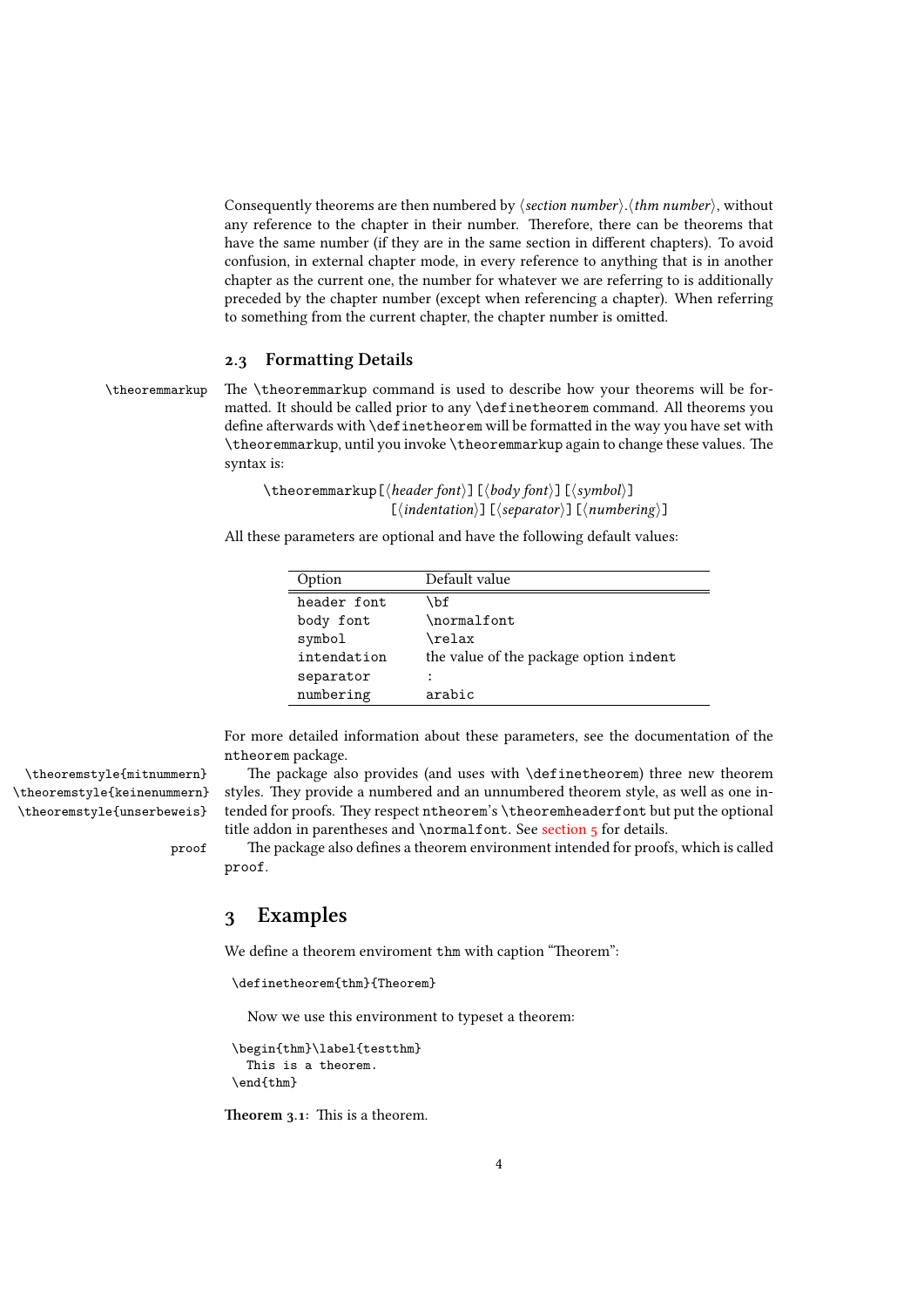Consequently theorems are then numbered by ⟨*section number*⟩.⟨*thm number*⟩, without any reference to the chapter in their number. Therefore, there can be theorems that have the same number (if they are in the same section in different chapters). To avoid confusion, in external chapter mode, in every reference to anything that is in another chapter as the current one, the number for whatever we are referring to is additionally preceded by the chapter number (except when referencing a chapter). When referring to something from the current chapter, the chapter number is omitted.

### 2.3 Formatting Details

`\theoremmarkup` The `\theoremmarkup` command is used to describe how your theorems will be formatted. It should be called prior to any `\definetheorem` command. All theorems you define afterwards with `\definetheorem` will be formatted in the way you have set with `\theoremmarkup`, until you invoke `\theoremmarkup` again to change these values. The syntax is:

> `\theoremmarkup[`⟨*header font*⟩`][`⟨*body font*⟩`][`⟨*symbol*⟩`]`
> `[`⟨*indentation*⟩`][`⟨*separator*⟩`][`⟨*numbering*⟩`]`

All these parameters are optional and have the following default values:

| Option | Default value |
|---|---|
| `header font` | `\bf` |
| `body font` | `\normalfont` |
| `symbol` | `\relax` |
| `intendation` | the value of the package option `indent` |
| `separator` | `:` |
| `numbering` | `arabic` |

For more detailed information about these parameters, see the documentation of the `ntheorem` package.

`\theoremstyle{mitnummern}` `\theoremstyle{keinenummern}` `\theoremstyle{unserbeweis}` The package also provides (and uses with `\definetheorem`) three new theorem styles. They provide a numbered and an unnumbered theorem style, as well as one intended for proofs. They respect `ntheorem`'s `\theoremheaderfont` but put the optional title addon in parentheses and `\normalfont`. See section 5 for details.

`proof` The package also defines a theorem environment intended for proofs, which is called `proof`.

## 3 Examples

We define a theorem enviroment `thm` with caption “Theorem”:

```
\definetheorem{thm}{Theorem}
```

Now we use this environment to typeset a theorem:

```
\begin{thm}\label{testthm}
  This is a theorem.
\end{thm}
```

**Theorem 3.1:** This is a theorem.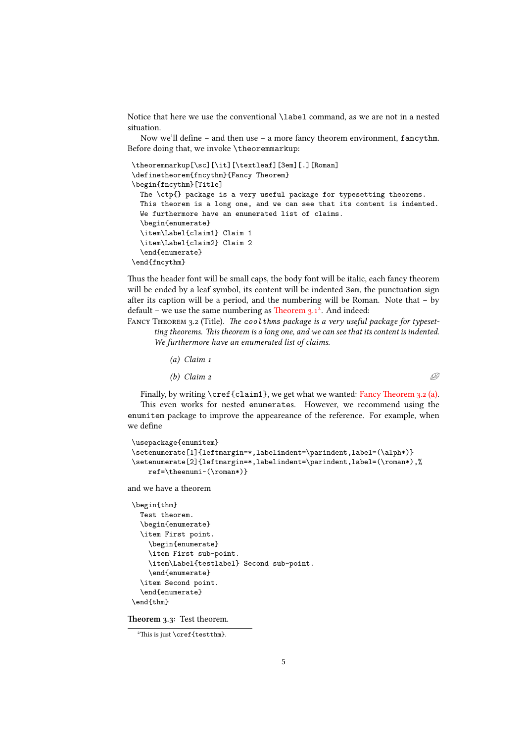Notice that here we use the conventional `\label` command, as we are not in a nested situation.

Now we'll define – and then use – a more fancy theorem environment, `fancythm`. Before doing that, we invoke `\theoremmarkup`:

```
\theoremmarkup[\sc][\it][\textleaf][3em][.][Roman]
\definetheorem{fncythm}{Fancy Theorem}
\begin{fncythm}[Title]
  The \ctp{} package is a very useful package for typesetting theorems.
  This theorem is a long one, and we can see that its content is indented.
  We furthermore have an enumerated list of claims.
  \begin{enumerate}
  \item\Label{claim1} Claim 1
  \item\Label{claim2} Claim 2
  \end{enumerate}
\end{fncythm}
```

Thus the header font will be small caps, the body font will be italic, each fancy theorem will be ended by a leaf symbol, its content will be indented 3em, the punctuation sign after its caption will be a period, and the numbering will be Roman. Note that – by default – we use the same numbering as Theorem 3.1[2]. And indeed:

Fancy Theorem 3.2 (Title). *The `coolthms` package is a very useful package for typesetting theorems. This theorem is a long one, and we can see that its content is indented. We furthermore have an enumerated list of claims.*

*(a) Claim 1*

*(b) Claim 2* 🙞

Finally, by writing `\cref{claim1}`, we get what we wanted: Fancy Theorem 3.2 (a).

This even works for nested `enumerate`s. However, we recommend using the `enumitem` package to improve the appeareance of the reference. For example, when we define

```
\usepackage{enumitem}
\setenumerate[1]{leftmargin=*,labelindent=\parindent,label=(\alph*)}
\setenumerate[2]{leftmargin=*,labelindent=\parindent,label=(\roman*),%
    ref=\theenumi~(\roman*)}
```

and we have a theorem

```
\begin{thm}
  Test theorem.
  \begin{enumerate}
  \item First point.
    \begin{enumerate}
    \item First sub-point.
    \item\Label{testlabel} Second sub-point.
    \end{enumerate}
  \item Second point.
  \end{enumerate}
\end{thm}
```

**Theorem 3.3:** Test theorem.

[2] This is just `\cref{testthm}`.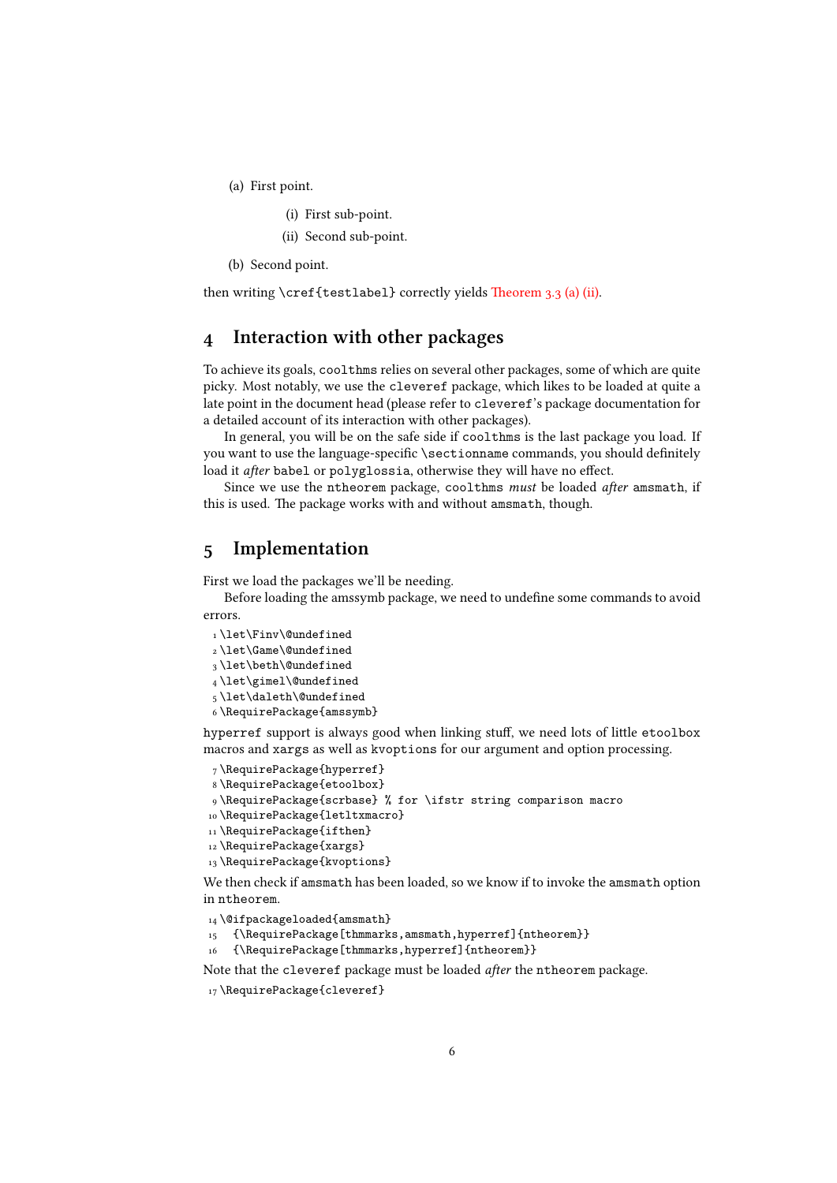(a) First point.

  (i) First sub-point.

  (ii) Second sub-point.

(b) Second point.

then writing `\cref{testlabel}` correctly yields Theorem 3.3 (a) (ii).

## 4 Interaction with other packages

To achieve its goals, `coolthms` relies on several other packages, some of which are quite picky. Most notably, we use the `cleveref` package, which likes to be loaded at quite a late point in the document head (please refer to `cleveref`'s package documentation for a detailed account of its interaction with other packages).

In general, you will be on the safe side if `coolthms` is the last package you load. If you want to use the language-specific `\sectionname` commands, you should definitely load it *after* `babel` or `polyglossia`, otherwise they will have no effect.

Since we use the `ntheorem` package, `coolthms` *must* be loaded *after* `amsmath`, if this is used. The package works with and without `amsmath`, though.

## 5 Implementation

First we load the packages we'll be needing.

Before loading the amssymb package, we need to undefine some commands to avoid errors.

```
1 \let\Finv\@undefined
2 \let\Game\@undefined
3 \let\beth\@undefined
4 \let\gimel\@undefined
5 \let\daleth\@undefined
6 \RequirePackage{amssymb}
```

`hyperref` support is always good when linking stuff, we need lots of little `etoolbox` macros and `xargs` as well as `kvoptions` for our argument and option processing.

```
7 \RequirePackage{hyperref}
8 \RequirePackage{etoolbox}
9 \RequirePackage{scrbase} % for \ifstr string comparison macro
10 \RequirePackage{letltxmacro}
11 \RequirePackage{ifthen}
12 \RequirePackage{xargs}
13 \RequirePackage{kvoptions}
```

We then check if `amsmath` has been loaded, so we know if to invoke the `amsmath` option in `ntheorem`.

```
14 \@ifpackageloaded{amsmath}
15   {\RequirePackage[thmmarks,amsmath,hyperref]{ntheorem}}
16   {\RequirePackage[thmmarks,hyperref]{ntheorem}}
```

Note that the `cleveref` package must be loaded *after* the `ntheorem` package.

```
17 \RequirePackage{cleveref}
```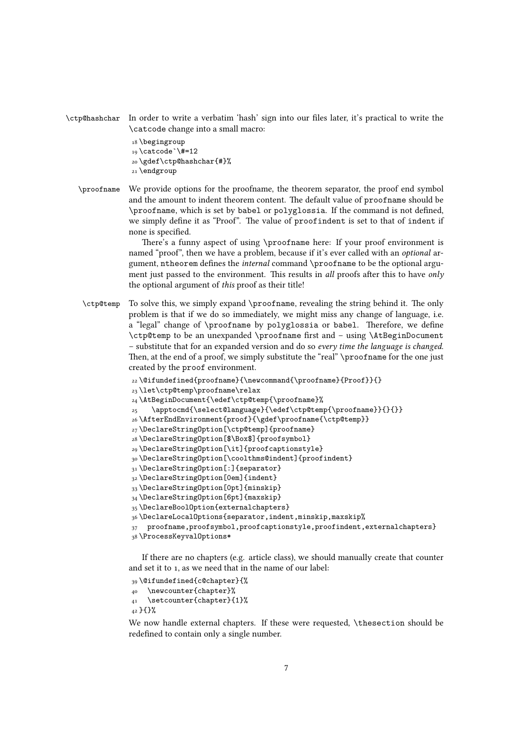\ctp@hashchar In order to write a verbatim 'hash' sign into our files later, it's practical to write the \catcode change into a small macro:

```
18 \begingroup
19 \catcode`\#=12
20 \gdef\ctp@hashchar{#}%
21 \endgroup
```

\proofname We provide options for the proofname, the theorem separator, the proof end symbol and the amount to indent theorem content. The default value of proofname should be \proofname, which is set by babel or polyglossia. If the command is not defined, we simply define it as "Proof". The value of proofindent is set to that of indent if none is specified.

There's a funny aspect of using \proofname here: If your proof environment is named "proof", then we have a problem, because if it's ever called with an *optional* argument, ntheorem defines the *internal* command \proofname to be the optional argument just passed to the environment. This results in *all* proofs after this to have *only* the optional argument of *this* proof as their title!

\ctp@temp To solve this, we simply expand \proofname, revealing the string behind it. The only problem is that if we do so immediately, we might miss any change of language, i.e. a "legal" change of \proofname by polyglossia or babel. Therefore, we define \ctp@temp to be an unexpanded \proofname first and – using \AtBeginDocument – substitute that for an expanded version and do so *every time the language is changed*. Then, at the end of a proof, we simply substitute the "real" \proofname for the one just created by the proof environment.

```
22 \@ifundefined{proofname}{\newcommand{\proofname}{Proof}}{}
23 \let\ctp@temp\proofname\relax
24 \AtBeginDocument{\edef\ctp@temp{\proofname}%
25    \apptocmd{\select@language}{\edef\ctp@temp{\proofname}}{}{}}
26 \AfterEndEnvironment{proof}{\gdef\proofname{\ctp@temp}}
27 \DeclareStringOption[\ctp@temp]{proofname}
28 \DeclareStringOption[$\Box$]{proofsymbol}
29 \DeclareStringOption[\it]{proofcaptionstyle}
30 \DeclareStringOption[\coolthms@indent]{proofindent}
31 \DeclareStringOption[:]{separator}
32 \DeclareStringOption[0em]{indent}
33 \DeclareStringOption[0pt]{minskip}
34 \DeclareStringOption[6pt]{maxskip}
35 \DeclareBoolOption{externalchapters}
36 \DeclareLocalOptions{separator,indent,minskip,maxskip%
37   proofname,proofsymbol,proofcaptionstyle,proofindent,externalchapters}
38 \ProcessKeyvalOptions*
```

If there are no chapters (e.g. article class), we should manually create that counter and set it to 1, as we need that in the name of our label:

```
39 \@ifundefined{c@chapter}{%
40   \newcounter{chapter}%
41   \setcounter{chapter}{1}%
42 }{}%
```

We now handle external chapters. If these were requested, \thesection should be redefined to contain only a single number.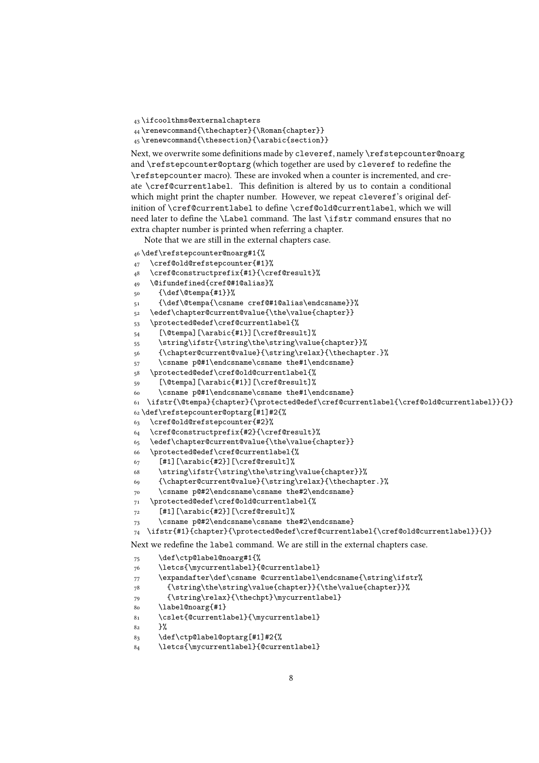```
43 \ifcoolthms@externalchapters
44 \renewcommand{\thechapter}{\Roman{chapter}}
45 \renewcommand{\thesection}{\arabic{section}}
```

Next, we overwrite some definitions made by cleveref, namely \refstepcounter@noarg and \refstepcounter@optarg (which together are used by cleveref to redefine the \refstepcounter macro). These are invoked when a counter is incremented, and create \cref@currentlabel. This definition is altered by us to contain a conditional which might print the chapter number. However, we repeat cleveref's original definition of \cref@currentlabel to define \cref@old@currentlabel, which we will need later to define the \Label command. The last \ifstr command ensures that no extra chapter number is printed when referring a chapter.

Note that we are still in the external chapters case.

```
46 \def\refstepcounter@noarg#1{%
47   \cref@old@refstepcounter{#1}%
48   \cref@constructprefix{#1}{\cref@result}%
49   \@ifundefined{cref@#1@alias}%
50     {\def\@tempa{#1}}%
51     {\def\@tempa{\csname cref@#1@alias\endcsname}}%
52   \edef\chapter@current@value{\the\value{chapter}}
53   \protected@edef\cref@currentlabel{%
54     [\@tempa][\arabic{#1}][\cref@result]%
55     \string\ifstr{\string\the\string\value{chapter}}%
56     {\chapter@current@value}{\string\relax}{\thechapter.}%
57     \csname p@#1\endcsname\csname the#1\endcsname}
58   \protected@edef\cref@old@currentlabel{%
59     [\@tempa][\arabic{#1}][\cref@result]%
60     \csname p@#1\endcsname\csname the#1\endcsname}
61   \ifstr{\@tempa}{chapter}{\protected@edef\cref@currentlabel{\cref@old@currentlabel}}{}}
62 \def\refstepcounter@optarg[#1]#2{%
63   \cref@old@refstepcounter{#2}%
64   \cref@constructprefix{#2}{\cref@result}%
65   \edef\chapter@current@value{\the\value{chapter}}
66   \protected@edef\cref@currentlabel{%
67     [#1][\arabic{#2}][\cref@result]%
68     \string\ifstr{\string\the\string\value{chapter}}%
69     {\chapter@current@value}{\string\relax}{\thechapter.}%
70     \csname p@#2\endcsname\csname the#2\endcsname}
71   \protected@edef\cref@old@currentlabel{%
72     [#1][\arabic{#2}][\cref@result]%
73     \csname p@#2\endcsname\csname the#2\endcsname}
74   \ifstr{#1}{chapter}{\protected@edef\cref@currentlabel{\cref@old@currentlabel}}{}}
```

Next we redefine the label command. We are still in the external chapters case.

```
75     \def\ctp@label@noarg#1{%
76     \letcs{\mycurrentlabel}{@currentlabel}
77     \expandafter\def\csname @currentlabel\endcsname{\string\ifstr%
78       {\string\the\string\value{chapter}}{\the\value{chapter}}%
79       {\string\relax}{\thechpt}\mycurrentlabel}
80     \label@noarg{#1}
81     \cslet{@currentlabel}{\mycurrentlabel}
82     }%
83     \def\ctp@label@optarg[#1]#2{%
84     \letcs{\mycurrentlabel}{@currentlabel}
```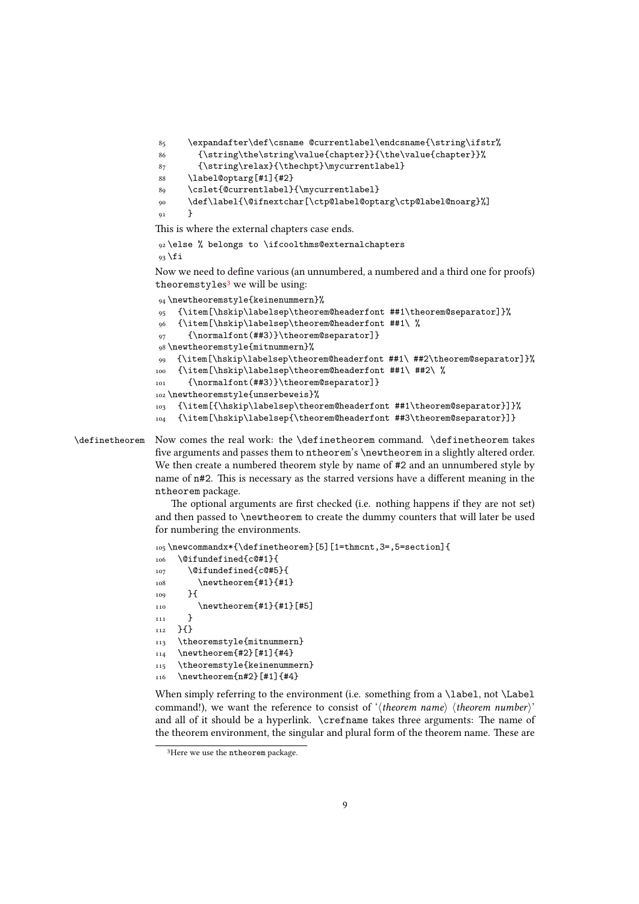```
85    \expandafter\def\csname @currentlabel\endcsname{\string\ifstr%
86      {\string\the\string\value{chapter}}{\the\value{chapter}}%
87      {\string\relax}{\thechpt}\mycurrentlabel}
88    \label@optarg[#1]{#2}
89    \cslet{@currentlabel}{\mycurrentlabel}
90    \def\label{\@ifnextchar[\ctp@label@optarg\ctp@label@noarg}%]
91    }
```

This is where the external chapters case ends.

```
92 \else % belongs to \ifcoolthms@externalchapters
93 \fi
```

Now we need to define various (an unnumbered, a numbered and a third one for proofs) `theoremstyles`[3] we will be using:

```
94 \newtheoremstyle{keinenummern}%
95   {\item[\hskip\labelsep\theorem@headerfont ##1\theorem@separator]}%
96   {\item[\hskip\labelsep\theorem@headerfont ##1\ %
97     {\normalfont(##3)}\theorem@separator]}
98 \newtheoremstyle{mitnummern}%
99   {\item[\hskip\labelsep\theorem@headerfont ##1\ ##2\theorem@separator]}%
100  {\item[\hskip\labelsep\theorem@headerfont ##1\ ##2\ %
101    {\normalfont(##3)}\theorem@separator]}
102 \newtheoremstyle{unserbeweis}%
103  {\item[{\hskip\labelsep\theorem@headerfont ##1\theorem@separator]]}%
104  {\item[\hskip\labelsep{\theorem@headerfont ##3\theorem@separator]]}
```

`\definetheorem` Now comes the real work: the `\definetheorem` command. `\definetheorem` takes five arguments and passes them to `ntheorem`'s `\newtheorem` in a slightly altered order. We then create a numbered theorem style by name of #2 and an unnumbered style by name of n#2. This is necessary as the starred versions have a different meaning in the `ntheorem` package.

The optional arguments are first checked (i.e. nothing happens if they are not set) and then passed to `\newtheorem` to create the dummy counters that will later be used for numbering the environments.

```
105 \newcommandx*{\definetheorem}[5][1=thmcnt,3=,5=section]{
106   \@ifundefined{c@#1}{
107     \@ifundefined{c@#5}{
108       \newtheorem{#1}{#1}
109     }{
110       \newtheorem{#1}{#1}[#5]
111     }
112   }{}
113   \theoremstyle{mitnummern}
114   \newtheorem{#2}[#1]{#4}
115   \theoremstyle{keinenummern}
116   \newtheorem{n#2}[#1]{#4}
```

When simply referring to the environment (i.e. something from a `\label`, not `\Label` command!), we want the reference to consist of '⟨*theorem name*⟩ ⟨*theorem number*⟩' and all of it should be a hyperlink. `\crefname` takes three arguments: The name of the theorem environment, the singular and plural form of the theorem name. These are

[3] Here we use the `ntheorem` package.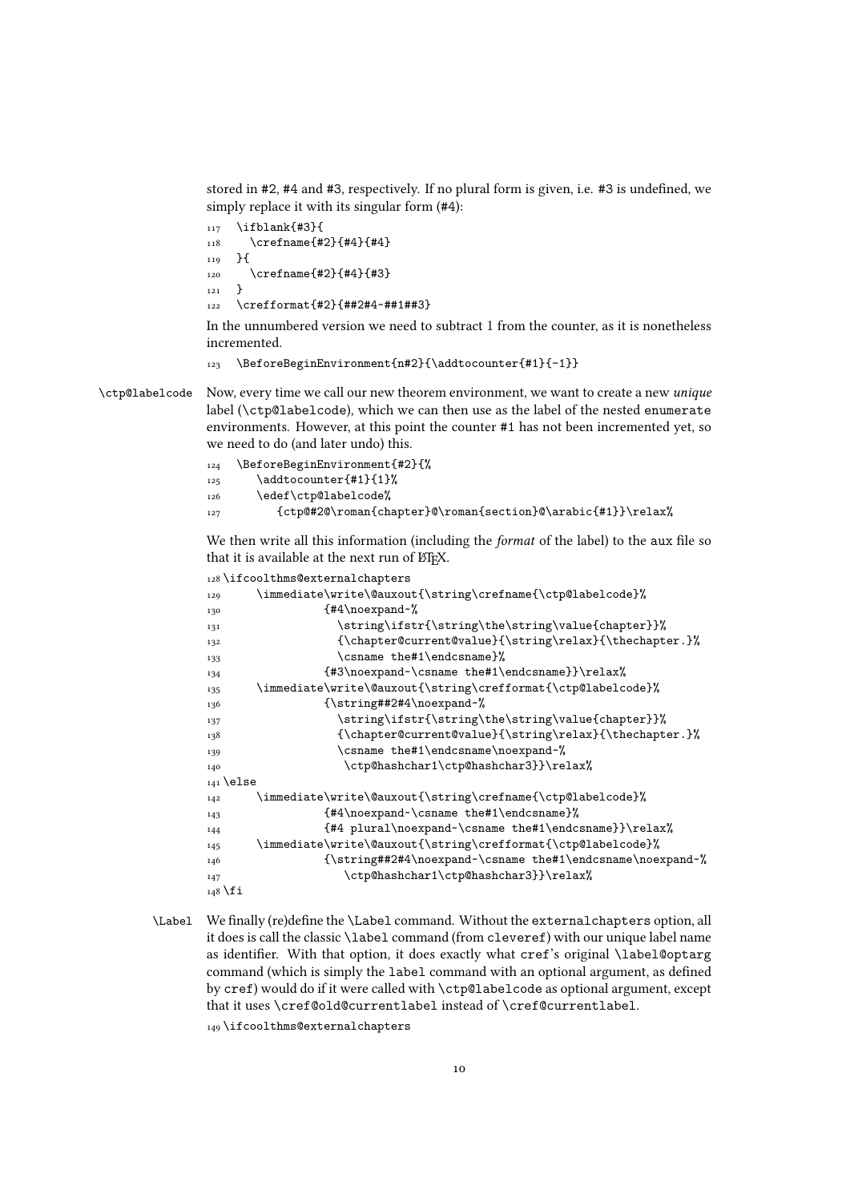stored in #2, #4 and #3, respectively. If no plural form is given, i.e. #3 is undefined, we simply replace it with its singular form (#4):

```
117   \ifblank{#3}{
118     \crefname{#2}{#4}{#4}
119   }{
120     \crefname{#2}{#4}{#3}
121   }
122   \crefformat{#2}{##2#4~##1##3}
```

In the unnumbered version we need to subtract 1 from the counter, as it is nonetheless incremented.

```
123   \BeforeBeginEnvironment{n#2}{\addtocounter{#1}{-1}}
```

`\ctp@labelcode` Now, every time we call our new theorem environment, we want to create a new *unique* label (`\ctp@labelcode`), which we can then use as the label of the nested `enumerate` environments. However, at this point the counter #1 has not been incremented yet, so we need to do (and later undo) this.

```
124   \BeforeBeginEnvironment{#2}{%
125       \addtocounter{#1}{1}%
126       \edef\ctp@labelcode%
127         {ctp@#2@\roman{chapter}@\roman{section}@\arabic{#1}}\relax%
```

We then write all this information (including the *format* of the label) to the aux file so that it is available at the next run of LaTeX.

```
128 \ifcoolthms@externalchapters
129       \immediate\write\@auxout{\string\crefname{\ctp@labelcode}%
130               {#4\noexpand~%
131                 \string\ifstr{\string\the\string\value{chapter}}%
132                 {\chapter@current@value}{\string\relax}{\thechapter.}%
133                 \csname the#1\endcsname}%
134               {#3\noexpand~\csname the#1\endcsname}}\relax%
135       \immediate\write\@auxout{\string\crefformat{\ctp@labelcode}%
136               {\string##2#4\noexpand~%
137                 \string\ifstr{\string\the\string\value{chapter}}%
138                 {\chapter@current@value}{\string\relax}{\thechapter.}%
139                 \csname the#1\endcsname\noexpand~%
140                  \ctp@hashchar1\ctp@hashchar3}}\relax%
141 \else
142       \immediate\write\@auxout{\string\crefname{\ctp@labelcode}%
143               {#4\noexpand~\csname the#1\endcsname}%
144               {#4 plural\noexpand~\csname the#1\endcsname}}\relax%
145       \immediate\write\@auxout{\string\crefformat{\ctp@labelcode}%
146               {\string##2#4\noexpand~\csname the#1\endcsname\noexpand~%
147                  \ctp@hashchar1\ctp@hashchar3}}\relax%
148 \fi
```

`\Label` We finally (re)define the `\Label` command. Without the `externalchapters` option, all it does is call the classic `\label` command (from `cleveref`) with our unique label name as identifier. With that option, it does exactly what `cref`'s original `\label@optarg` command (which is simply the `label` command with an optional argument, as defined by `cref`) would do if it were called with `\ctp@labelcode` as optional argument, except that it uses `\cref@old@currentlabel` instead of `\cref@currentlabel`.

```
149 \ifcoolthms@externalchapters
```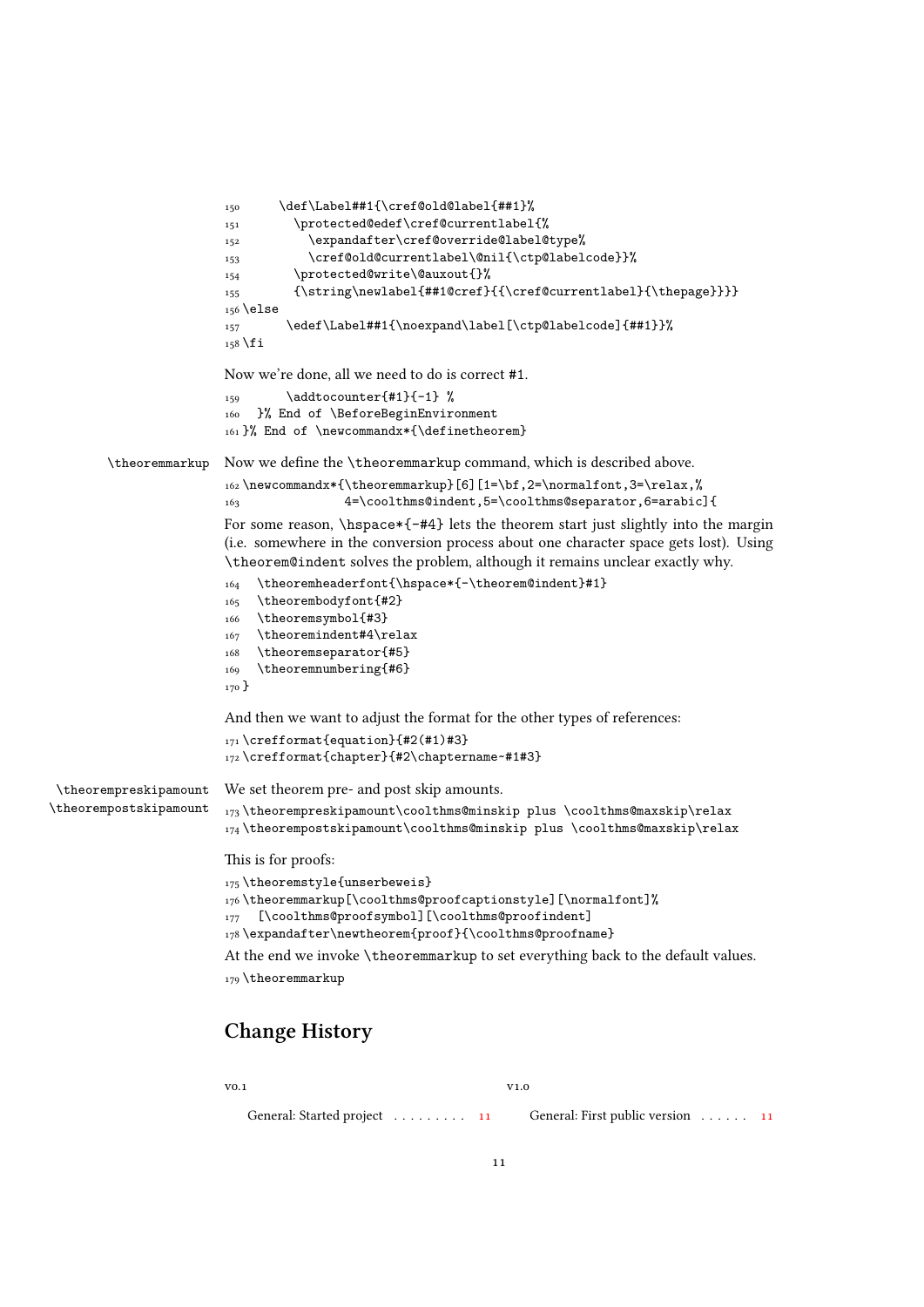```
150      \def\Label##1{\cref@old@label{##1}%
151        \protected@edef\cref@currentlabel{%
152          \expandafter\cref@override@label@type%
153          \cref@old@currentlabel\@nil{\ctp@labelcode}}%
154        \protected@write\@auxout{}%
155        {\string\newlabel{##1@cref}{{\cref@currentlabel}{\thepage}}}}
156 \else
157       \edef\Label##1{\noexpand\label[\ctp@labelcode]{##1}}%
158 \fi
```

Now we're done, all we need to do is correct #1.

```
159       \addtocounter{#1}{-1} %
160   }% End of \BeforeBeginEnvironment
161 }% End of \newcommandx*{\definetheorem}
```

\theoremmarkup

Now we define the \theoremmarkup command, which is described above.

```
162 \newcommandx*{\theoremmarkup}[6][1=\bf,2=\normalfont,3=\relax,%
163               4=\coolthms@indent,5=\coolthms@separator,6=arabic]{
```

For some reason, \hspace*{-#4} lets the theorem start just slightly into the margin (i.e. somewhere in the conversion process about one character space gets lost). Using \theorem@indent solves the problem, although it remains unclear exactly why.

```
164   \theoremheaderfont{\hspace*{-\theorem@indent}#1}
165   \theorembodyfont{#2}
166   \theoremsymbol{#3}
167   \theoremindent#4\relax
168   \theoremseparator{#5}
169   \theoremnumbering{#6}
170 }
```

And then we want to adjust the format for the other types of references:

```
171 \crefformat{equation}{#2(#1)#3}
172 \crefformat{chapter}{#2\chaptername~#1#3}
```

\theorempreskipamount
\theorempostskipamount

We set theorem pre- and post skip amounts.

```
173 \theorempreskipamount\coolthms@minskip plus \coolthms@maxskip\relax
174 \theorempostskipamount\coolthms@minskip plus \coolthms@maxskip\relax
```

This is for proofs:

```
175 \theoremstyle{unserbeweis}
176 \theoremmarkup[\coolthms@proofcaptionstyle][\normalfont]%
177   [\coolthms@proofsymbol][\coolthms@proofindent]
178 \expandafter\newtheorem{proof}{\coolthms@proofname}
```

At the end we invoke \theoremmarkup to set everything back to the default values.

```
179 \theoremmarkup
```

# Change History

v0.1

General: Started project . . . . . . . . . 11

v1.0

General: First public version . . . . . . 11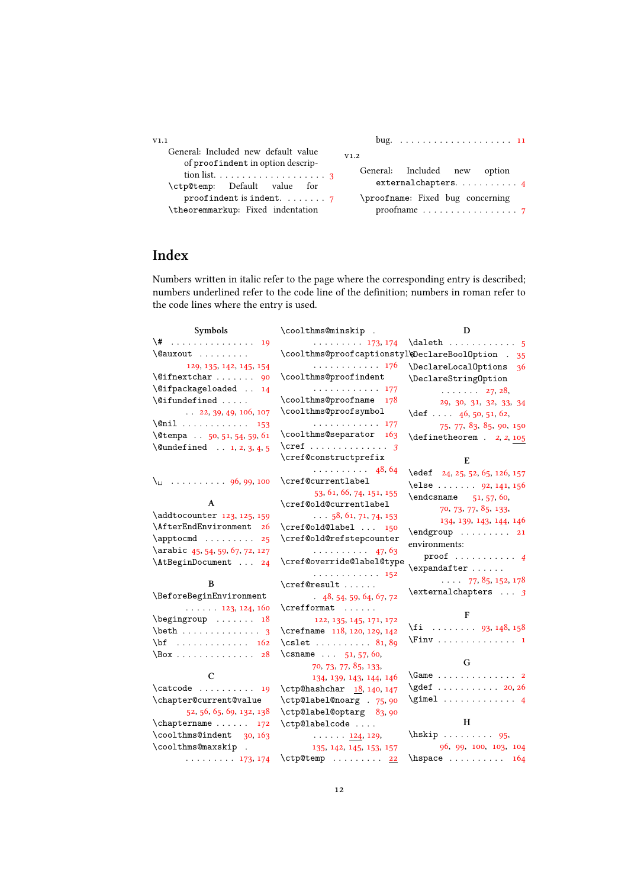v1.1

General: Included new default value of proofindent in option description list. . . . . . . . . . . . . . . . . . . . 3

\ctp@temp: Default value for proofindent is indent. . . . . . . . 7

\theoremmarkup: Fixed indentation bug. . . . . . . . . . . . . . . . . . . . . 11

v1.2

General: Included new option externalchapters. . . . . . . . . . 4

\proofname: Fixed bug concerning proofname . . . . . . . . . . . . . . . . . 7

# Index

Numbers written in italic refer to the page where the corresponding entry is described; numbers underlined refer to the code line of the definition; numbers in roman refer to the code lines where the entry is used.

**Symbols**

\# . . . . . . . . . . . . . . . 19
\@auxout . . . . . . . . . 129, 135, 142, 145, 154
\@ifnextchar . . . . . . . 90
\@ifpackageloaded . . 14
\@ifundefined . . . . . 22, 39, 49, 106, 107
\@nil . . . . . . . . . . . . 153
\@tempa . . 50, 51, 54, 59, 61
\@undefined . . 1, 2, 3, 4, 5

\␣ . . . . . . . . . . 96, 99, 100

**A**

\addtocounter 123, 125, 159
\AfterEndEnvironment 26
\apptocmd . . . . . . . . . 25
\arabic 45, 54, 59, 67, 72, 127
\AtBeginDocument . . . 24

**B**

\BeforeBeginEnvironment . . . . . . 123, 124, 160
\begingroup . . . . . . . 18
\beth . . . . . . . . . . . . . . 3
\bf . . . . . . . . . . . . . 162
\Box . . . . . . . . . . . . . . 28

**C**

\catcode . . . . . . . . . . 19
\chapter@current@value 52, 56, 65, 69, 132, 138
\chaptername . . . . . . 172
\coolthms@indent 30, 163
\coolthms@maxskip . . . . . . . . . . 173, 174
\coolthms@minskip . . . . . . . . . . 173, 174
\coolthms@proofcaptionstyle . . . . . . . . . . . . 176
\coolthms@proofindent . . . . . . . . . . . . 177
\coolthms@proofname 178
\coolthms@proofsymbol . . . . . . . . . . . . 177
\coolthms@separator 163
\cref . . . . . . . . . . . . . . *3*
\cref@constructprefix . . . . . . . . . . 48, 64
\cref@currentlabel 53, 61, 66, 74, 151, 155
\cref@old@currentlabel . . . 58, 61, 71, 74, 153
\cref@old@label . . . 150
\cref@old@refstepcounter . . . . . . . . . . 47, 63
\cref@override@label@type . . . . . . . . . . . . 152
\cref@result . . . . . . 48, 54, 59, 64, 67, 72
\crefformat . . . . . . 122, 135, 145, 171, 172
\crefname 118, 120, 129, 142
\cslet . . . . . . . . . . 81, 89
\csname . . . 51, 57, 60, 70, 73, 77, 85, 133, 134, 139, 143, 144, 146
\ctp@hashchar 18, 140, 147
\ctp@label@noarg . 75, 90
\ctp@label@optarg 83, 90
\ctp@labelcode . . . . . . . . . . 124, 129, 135, 142, 145, 153, 157
\ctp@temp . . . . . . . . . 22

**D**

\daleth . . . . . . . . . . . . 5
\DeclareBoolOption . 35
\DeclareLocalOptions 36
\DeclareStringOption . . . . . . . 27, 28, 29, 30, 31, 32, 33, 34
\def . . . . 46, 50, 51, 62, 75, 77, 83, 85, 90, 150
\definetheorem . *2*, *2*, 105

**E**

\edef 24, 25, 52, 65, 126, 157
\else . . . . . . . 92, 141, 156
\endcsname 51, 57, 60, 70, 73, 77, 85, 133, 134, 139, 143, 144, 146
\endgroup . . . . . . . . . 21
environments:
  proof . . . . . . . . . . . *4*
\expandafter . . . . . . . 77, 85, 152, 178
\externalchapters . . . *3*

**F**

\fi . . . . . . . . 93, 148, 158
\Finv . . . . . . . . . . . . . . 1

**G**

\Game . . . . . . . . . . . . . . 2
\gdef . . . . . . . . . . . 20, 26
\gimel . . . . . . . . . . . . . 4

**H**

\hskip . . . . . . . . . 95, 96, 99, 100, 103, 104
\hspace . . . . . . . . . . 164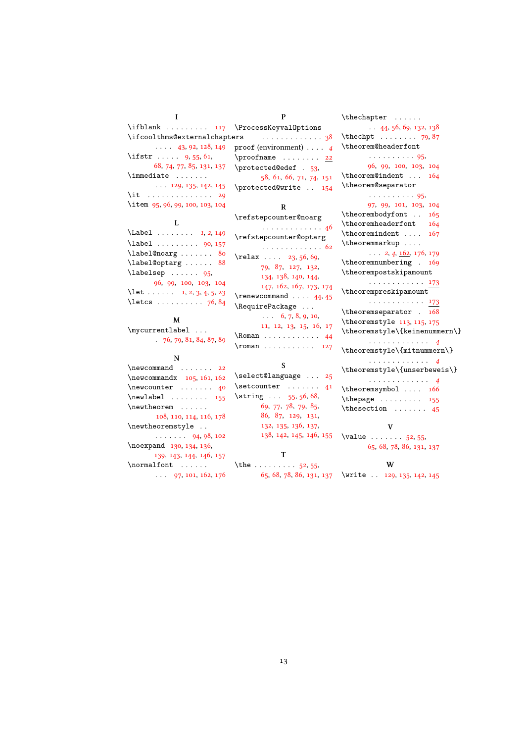**I**

\ifblank . . . . . . . . . 117
\ifcoolthms@externalchapters . . . . 43, 92, 128, 149
\ifstr . . . . . 9, 55, 61, 68, 74, 77, 85, 131, 137
\immediate . . . . . . . 129, 135, 142, 145
\it . . . . . . . . . . . . . 29
\item 95, 96, 99, 100, 103, 104

**L**

\Label . . . . . . . . *1*, *2*, 149
\label . . . . . . . . . 90, 157
\label@noarg . . . . . . . 80
\label@optarg . . . . . . 88
\labelsep . . . . . . 95, 96, 99, 100, 103, 104
\let . . . . . . 1, 2, 3, 4, 5, 23
\letcs . . . . . . . . . . 76, 84

**M**

\mycurrentlabel . . . . 76, 79, 81, 84, 87, 89

**N**

\newcommand . . . . . . . 22
\newcommandx 105, 161, 162
\newcounter . . . . . . . 40
\newlabel . . . . . . . . 155
\newtheorem . . . . . . 108, 110, 114, 116, 178
\newtheoremstyle . . . . . . . . . 94, 98, 102
\noexpand 130, 134, 136, 139, 143, 144, 146, 157
\normalfont . . . . . . . . . 97, 101, 162, 176

**P**

\ProcessKeyvalOptions . . . . . . . . . . . . . 38
proof (environment) . . . . *4*
\proofname . . . . . . . . 22
\protected@edef . 53, 58, 61, 66, 71, 74, 151
\protected@write . . 154

**R**

\refstepcounter@noarg . . . . . . . . . . . . . 46
\refstepcounter@optarg . . . . . . . . . . . . . 62
\relax . . . . 23, 56, 69, 79, 87, 127, 132, 134, 138, 140, 144, 147, 162, 167, 173, 174
\renewcommand . . . . 44, 45
\RequirePackage . . . . . . 6, 7, 8, 9, 10, 11, 12, 13, 15, 16, 17
\Roman . . . . . . . . . . . . 44
\roman . . . . . . . . . . . 127

**S**

\select@language . . . 25
\setcounter . . . . . . . 41
\string . . . 55, 56, 68, 69, 77, 78, 79, 85, 86, 87, 129, 131, 132, 135, 136, 137, 138, 142, 145, 146, 155

**T**

\the . . . . . . . . . 52, 55, 65, 68, 78, 86, 131, 137
\thechapter . . . . . . . . 44, 56, 69, 132, 138
\thechpt . . . . . . . . 79, 87
\theorem@headerfont . . . . . . . . . . 95, 96, 99, 100, 103, 104
\theorem@indent . . . 164
\theorem@separator . . . . . . . . . . 95, 97, 99, 101, 103, 104
\theorembodyfont . . 165
\theoremheaderfont 164
\theoremindent . . . . 167
\theoremmarkup . . . . . . . *2*, *4*, 162, 176, 179
\theoremnumbering . 169
\theorempostskipamount . . . . . . . . . . . . 173
\theorempreskipamount . . . . . . . . . . . . 173
\theoremseparator . 168
\theoremstyle 113, 115, 175
\theoremstyle\{keinenummern\} . . . . . . . . . . . . . *4*
\theoremstyle\{mitnummern\} . . . . . . . . . . . . . *4*
\theoremstyle\{unserbeweis\} . . . . . . . . . . . . . *4*
\theoremsymbol . . . . 166
\thepage . . . . . . . . . 155
\thesection . . . . . . . 45

**V**

\value . . . . . . . 52, 55, 65, 68, 78, 86, 131, 137

**W**

\write . . 129, 135, 142, 145